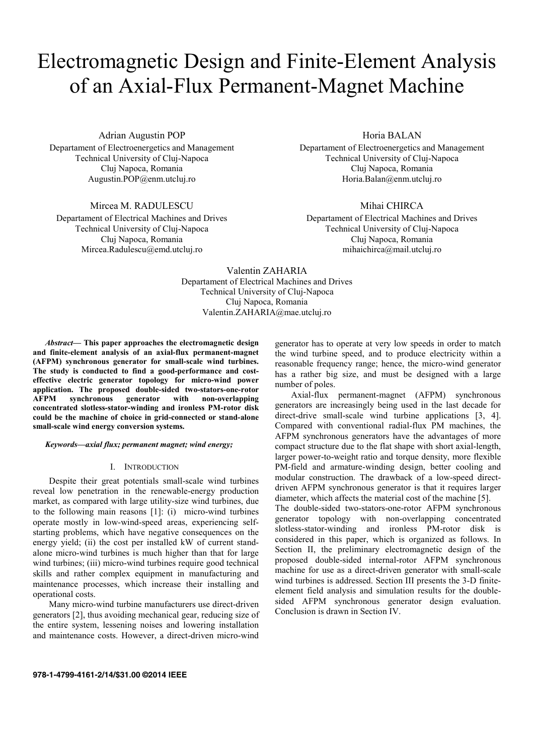# Electromagnetic Design and Finite-Element Analysis of an Axial-Flux Permanent-Magnet Machine

Adrian Augustin POP
Departament of Electroenergetics and Management
Technical University of Cluj-Napoca
Cluj Napoca, Romania
Augustin.POP@enm.utcluj.ro

Horia BALAN
Departament of Electroenergetics and Management
Technical University of Cluj-Napoca
Cluj Napoca, Romania
Horia.Balan@enm.utcluj.ro

Mircea M. RADULESCU
Departament of Electrical Machines and Drives
Technical University of Cluj-Napoca
Cluj Napoca, Romania
Mircea.Radulescu@emd.utcluj.ro

Mihai CHIRCA
Departament of Electrical Machines and Drives
Technical University of Cluj-Napoca
Cluj Napoca, Romania
mihaichirca@mail.utcluj.ro

Valentin ZAHARIA
Departament of Electrical Machines and Drives
Technical University of Cluj-Napoca
Cluj Napoca, Romania
Valentin.ZAHARIA@mae.utcluj.ro

***Abstract*— This paper approaches the electromagnetic design and finite-element analysis of an axial-flux permanent-magnet (AFPM) synchronous generator for small-scale wind turbines. The study is conducted to find a good-performance and cost-effective electric generator topology for micro-wind power application. The proposed double-sided two-stators-one-rotor AFPM synchronous generator with non-overlapping concentrated slotless-stator-winding and ironless PM-rotor disk could be the machine of choice in grid-connected or stand-alone small-scale wind energy conversion systems.**

***Keywords—axial flux; permanent magnet; wind energy;***

## I. Introduction

Despite their great potentials small-scale wind turbines reveal low penetration in the renewable-energy production market, as compared with large utility-size wind turbines, due to the following main reasons [1]: (i) micro-wind turbines operate mostly in low-wind-speed areas, experiencing self-starting problems, which have negative consequences on the energy yield; (ii) the cost per installed kW of current stand-alone micro-wind turbines is much higher than that for large wind turbines; (iii) micro-wind turbines require good technical skills and rather complex equipment in manufacturing and maintenance processes, which increase their installing and operational costs.

Many micro-wind turbine manufacturers use direct-driven generators [2], thus avoiding mechanical gear, reducing size of the entire system, lessening noises and lowering installation and maintenance costs. However, a direct-driven micro-wind generator has to operate at very low speeds in order to match the wind turbine speed, and to produce electricity within a reasonable frequency range; hence, the micro-wind generator has a rather big size, and must be designed with a large number of poles.

Axial-flux permanent-magnet (AFPM) synchronous generators are increasingly being used in the last decade for direct-drive small-scale wind turbine applications [3, 4]. Compared with conventional radial-flux PM machines, the AFPM synchronous generators have the advantages of more compact structure due to the flat shape with short axial-length, larger power-to-weight ratio and torque density, more flexible PM-field and armature-winding design, better cooling and modular construction. The drawback of a low-speed direct-driven AFPM synchronous generator is that it requires larger diameter, which affects the material cost of the machine [5].

The double-sided two-stators-one-rotor AFPM synchronous generator topology with non-overlapping concentrated slotless-stator-winding and ironless PM-rotor disk is considered in this paper, which is organized as follows. In Section II, the preliminary electromagnetic design of the proposed double-sided internal-rotor AFPM synchronous machine for use as a direct-driven generator with small-scale wind turbines is addressed. Section III presents the 3-D finite-element field analysis and simulation results for the double-sided AFPM synchronous generator design evaluation. Conclusion is drawn in Section IV.

978-1-4799-4161-2/14/$31.00 ©2014 IEEE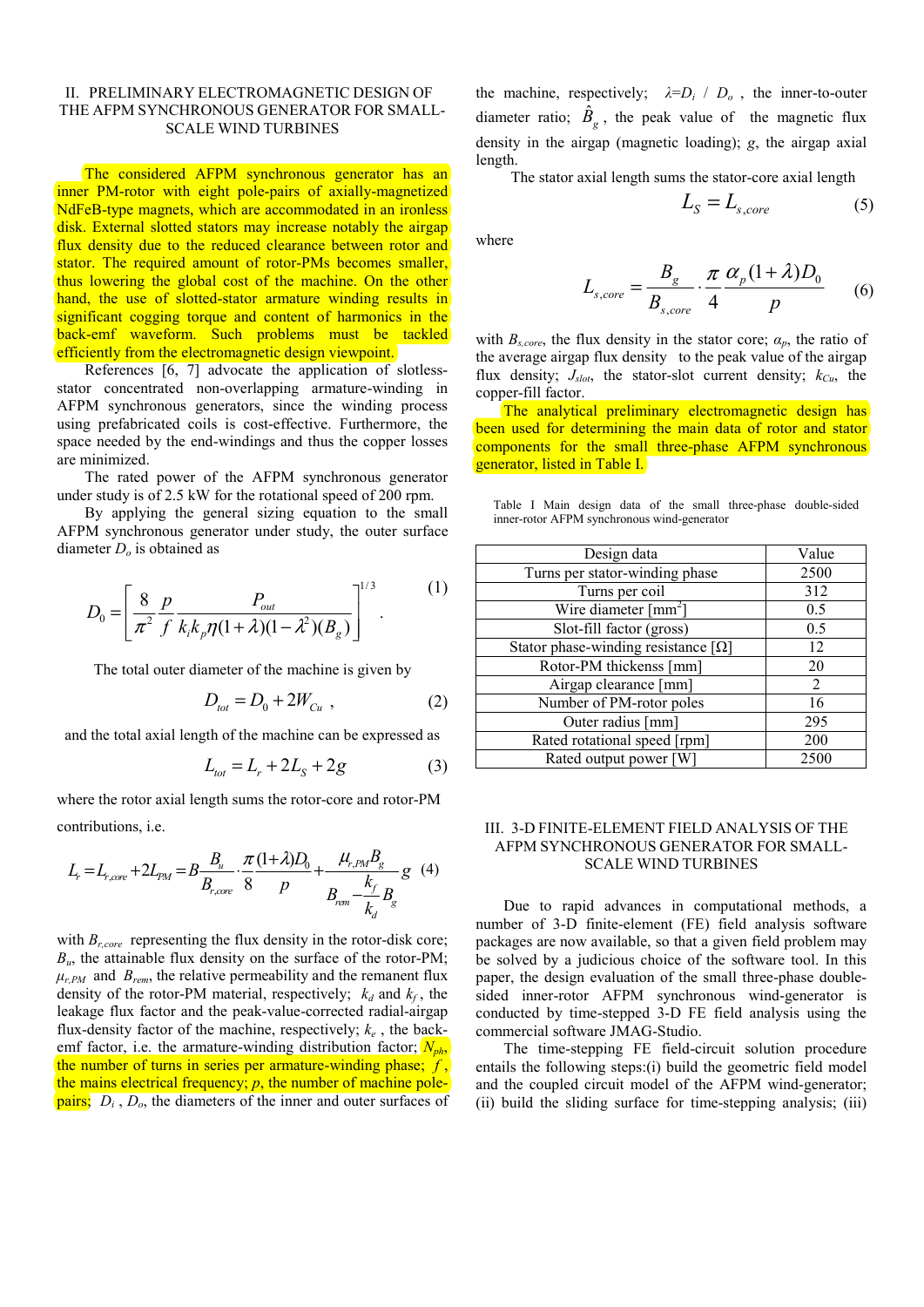## II. PRELIMINARY ELECTROMAGNETIC DESIGN OF THE AFPM SYNCHRONOUS GENERATOR FOR SMALL-SCALE WIND TURBINES

The considered AFPM synchronous generator has an inner PM-rotor with eight pole-pairs of axially-magnetized NdFeB-type magnets, which are accommodated in an ironless disk. External slotted stators may increase notably the airgap flux density due to the reduced clearance between rotor and stator. The required amount of rotor-PMs becomes smaller, thus lowering the global cost of the machine. On the other hand, the use of slotted-stator armature winding results in significant cogging torque and content of harmonics in the back-emf waveform. Such problems must be tackled efficiently from the electromagnetic design viewpoint.

References [6, 7] advocate the application of slotless-stator concentrated non-overlapping armature-winding in AFPM synchronous generators, since the winding process using prefabricated coils is cost-effective. Furthermore, the space needed by the end-windings and thus the copper losses are minimized.

The rated power of the AFPM synchronous generator under study is of 2.5 kW for the rotational speed of 20 rpm.

By applying the general sizing equation to the small AFPM synchronous generator under study, the outer surface diameter $D_o$ is obtained as

$$D_0 = \left[ \frac{8}{\pi^2} \frac{p}{f} \frac{P_{out}}{k_i k_p \eta (1+\lambda)(1-\lambda^2)(B_g)} \right]^{1/3} . \quad (1)$$

The total outer diameter of the machine is given by

$$D_{tot} = D_0 + 2W_{Cu} \ , \quad (2)$$

and the total axial length of the machine can be expressed as

$$L_{tot} = L_r + 2L_S + 2g \quad (3)$$

where the rotor axial length sums the rotor-core and rotor-PM contributions, i.e.

$$L_r = L_{r,core} + 2L_{PM} = B\frac{B_u}{B_{r,core}} \cdot \frac{\pi}{8} \frac{(1+\lambda) D_0}{p} + \frac{\mu_{r,PM} B_g}{B_{rem} - \frac{k_f}{k_d} B_g} g \quad (4)$$

with $B_{r,core}$ representing the flux density in the rotor-disk core; $B_u$, the attainable flux density on the surface of the rotor-PM; $\mu_{r,PM}$ and $B_{rem}$, the relative permeability and the remanent flux density of the rotor-PM material, respectively; $k_d$ and $k_f$, the leakage flux factor and the peak-value-corrected radial-airgap flux-density factor of the machine, respectively; $k_e$, the back-emf factor, i.e. the armature-winding distribution factor; $N_{ph}$, the number of turns in series per armature-winding phase; $f$, the mains electrical frequency; $p$, the number of machine pole-pairs; $D_i$, $D_o$, the diameters of the inner and outer surfaces of the machine, respectively; $\lambda = D_i / D_o$, the inner-to-outer diameter ratio; $\hat{B}_g$, the peak value of the magnetic flux density in the airgap (magnetic loading); $g$, the airgap axial length.

The stator axial length sums the stator-core axial length

$$L_S = L_{s,core} \quad (5)$$

where

$$L_{s,core} = \frac{B_g}{B_{s,core}} \cdot \frac{\pi}{4} \frac{\alpha_p (1+\lambda) D_0}{p} \quad (6)$$

with $B_{s,core}$, the flux density in the stator core; $\alpha_p$, the ratio of the average airgap flux density to the peak value of the airgap flux density; $J_{slot}$, the stator-slot current density; $k_{Cu}$, the copper-fill factor.

The analytical preliminary electromagnetic design has been used for determining the main data of rotor and stator components for the small three-phase AFPM synchronous generator, listed in Table I.

Table I Main design data of the small three-phase double-sided inner-rotor AFPM synchronous wind-generator

| Design data | Value |
|---|---|
| Turns per stator-winding phase | 2500 |
| Turns per coil | 312 |
| Wire diameter [mm$^2$] | 0.5 |
| Slot-fill factor (gross) | 0.5 |
| Stator phase-winding resistance [Ω] | 12 |
| Rotor-PM thickenss [mm] | 20 |
| Airgap clearance [mm] | 2 |
| Number of PM-rotor poles | 16 |
| Outer radius [mm] | 295 |
| Rated rotational speed [rpm] | 200 |
| Rated output power [W] | 2500 |

## III. 3-D FINITE-ELEMENT FIELD ANALYSIS OF THE AFPM SYNCHRONOUS GENERATOR FOR SMALL-SCALE WIND TURBINES

Due to rapid advances in computational methods, a number of 3-D finite-element (FE) field analysis software packages are now available, so that a given field problem may be solved by a judicious choice of the software tool. In this paper, the design evaluation of the small three-phase double-sided inner-rotor AFPM synchronous wind-generator is conducted by time-stepped 3-D FE field analysis using the commercial software JMAG-Studio.

The time-stepping FE field-circuit solution procedure entails the following steps:(i) build the geometric field model and the coupled circuit model of the AFPM wind-generator; (ii) build the sliding surface for time-stepping analysis; (iii)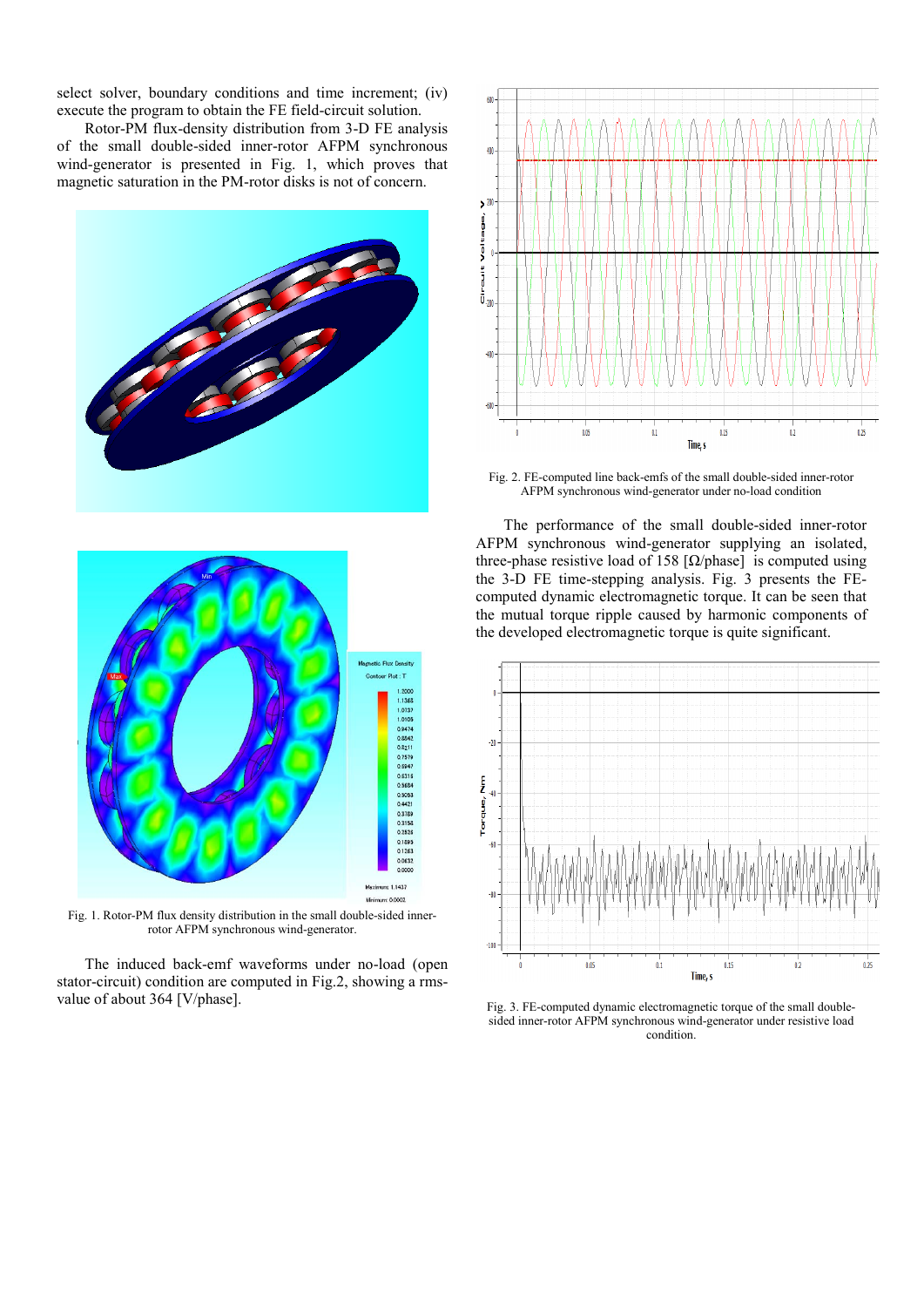select solver, boundary conditions and time increment; (iv) execute the program to obtain the FE field-circuit solution.

Rotor-PM flux-density distribution from 3-D FE analysis of the small double-sided inner-rotor AFPM synchronous wind-generator is presented in Fig. 1, which proves that magnetic saturation in the PM-rotor disks is not of concern.

Fig. 1. Rotor-PM flux density distribution in the small double-sided inner-rotor AFPM synchronous wind-generator.

The induced back-emf waveforms under no-load (open stator-circuit) condition are computed in Fig.2, showing a rms-value of about 364 [V/phase].

Fig. 2. FE-computed line back-emfs of the small double-sided inner-rotor AFPM synchronous wind-generator under no-load condition

The performance of the small double-sided inner-rotor AFPM synchronous wind-generator supplying an isolated, three-phase resistive load of 158 [Ω/phase] is computed using the 3-D FE time-stepping analysis. Fig. 3 presents the FE-computed dynamic electromagnetic torque. It can be seen that the mutual torque ripple caused by harmonic components of the developed electromagnetic torque is quite significant.

Fig. 3. FE-computed dynamic electromagnetic torque of the small double-sided inner-rotor AFPM synchronous wind-generator under resistive load condition.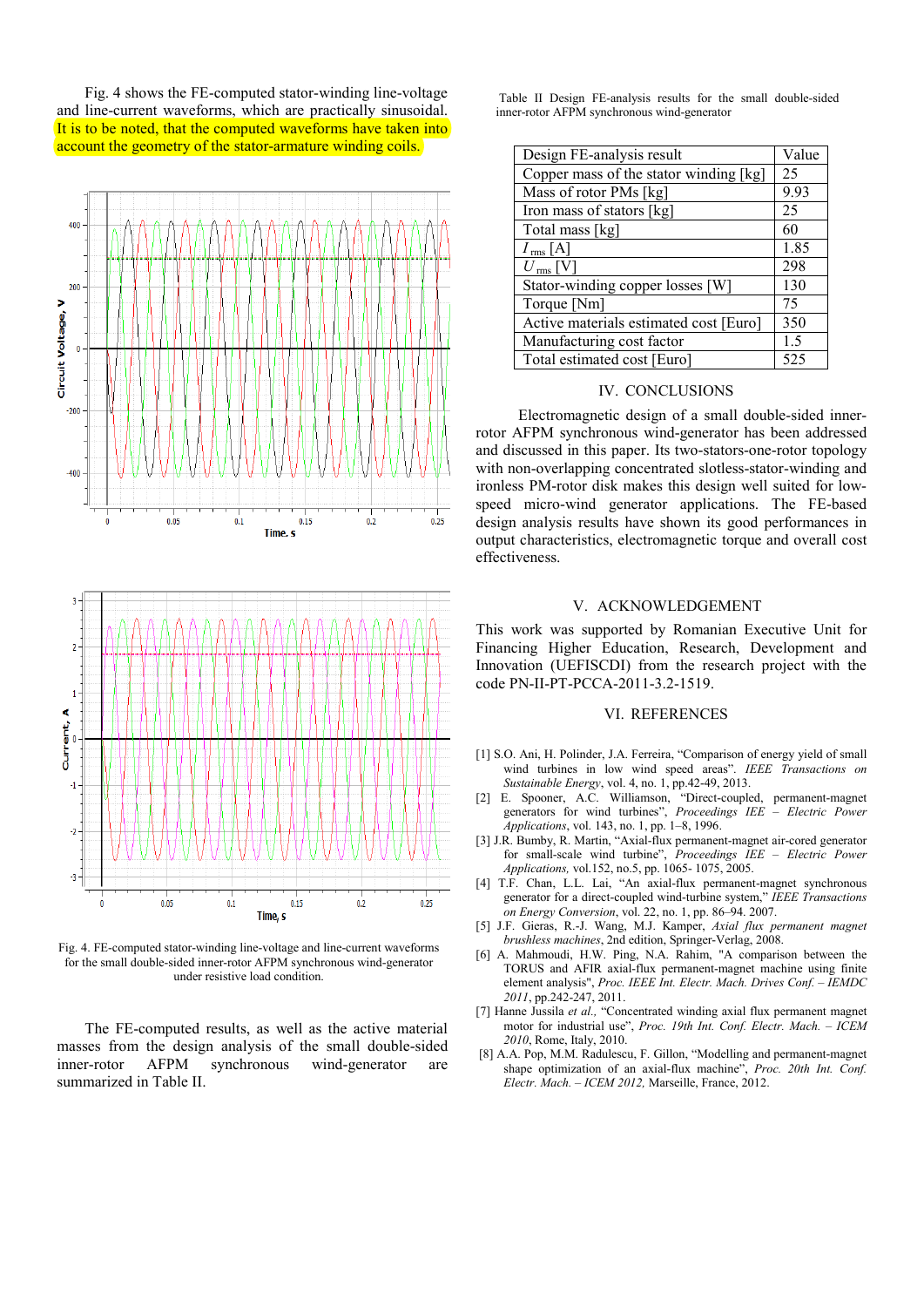Fig. 4 shows the FE-computed stator-winding line-voltage and line-current waveforms, which are practically sinusoidal. It is to be noted, that the computed waveforms have taken into account the geometry of the stator-armature winding coils.

Circuit Voltage, V

400
200
0
-200
-400

0 0.05 0.1 0.15 0.2 0.25

Time, s

Current, A

3
2
1
0
-1
-2
-3

0 0.05 0.1 0.15 0.2 0.25

Time, s

Fig. 4. FE-computed stator-winding line-voltage and line-current waveforms for the small double-sided inner-rotor AFPM synchronous wind-generator under resistive load condition.

The FE-computed results, as well as the active material masses from the design analysis of the small double-sided inner-rotor AFPM synchronous wind-generator are summarized in Table II.

Table II Design FE-analysis results for the small double-sided inner-rotor AFPM synchronous wind-generator

| Design FE-analysis result | Value |
|---|---|
| Copper mass of the stator winding [kg] | 25 |
| Mass of rotor PMs [kg] | 9.93 |
| Iron mass of stators [kg] | 25 |
| Total mass [kg] | 60 |
| $I_{rms}$ [A] | 1.85 |
| $U_{rms}$ [V] | 298 |
| Stator-winding copper losses [W] | 130 |
| Torque [Nm] | 75 |
| Active materials estimated cost [Euro] | 350 |
| Manufacturing cost factor | 1.5 |
| Total estimated cost [Euro] | 525 |

## IV. CONCLUSIONS

Electromagnetic design of a small double-sided inner-rotor AFPM synchronous wind-generator has been addressed and discussed in this paper. Its two-stators-one-rotor topology with non-overlapping concentrated slotless-stator-winding and ironless PM-rotor disk makes this design well suited for low-speed micro-wind generator applications. The FE-based design analysis results have shown its good performances in output characteristics, electromagnetic torque and overall cost effectiveness.

## V. ACKNOWLEDGEMENT

This work was supported by Romanian Executive Unit for Financing Higher Education, Research, Development and Innovation (UEFISCDI) from the research project with the code PN-II-PT-PCCA-2011-3.2-1519.

## VI. REFERENCES

[1] S.O. Ani, H. Polinder, J.A. Ferreira, "Comparison of energy yield of small wind turbines in low wind speed areas". *IEEE Transactions on Sustainable Energy*, vol. 4, no. 1, pp.42-49, 2013.

[2] E. Spooner, A.C. Williamson, "Direct-coupled, permanent-magnet generators for wind turbines", *Proceedings IEE – Electric Power Applications*, vol. 143, no. 1, pp. 1–8, 1996.

[3] J.R. Bumby, R. Martin, "Axial-flux permanent-magnet air-cored generator for small-scale wind turbine", *Proceedings IEE – Electric Power Applications,* vol.152, no.5, pp. 1065- 1075, 2005.

[4] T.F. Chan, L.L. Lai, "An axial-flux permanent-magnet synchronous generator for a direct-coupled wind-turbine system," *IEEE Transactions on Energy Conversion*, vol. 22, no. 1, pp. 86–94. 2007.

[5] J.F. Gieras, R.-J. Wang, M.J. Kamper, *Axial flux permanent magnet brushless machines*, 2nd edition, Springer-Verlag, 2008.

[6] A. Mahmoudi, H.W. Ping, N.A. Rahim, "A comparison between the TORUS and AFIR axial-flux permanent-magnet machine using finite element analysis", *Proc. IEEE Int. Electr. Mach. Drives Conf. – IEMDC 2011*, pp.242-247, 2011.

[7] Hanne Jussila *et al.,* "Concentrated winding axial flux permanent magnet motor for industrial use", *Proc. 19th Int. Conf. Electr. Mach. – ICEM 2010*, Rome, Italy, 2010.

[8] A.A. Pop, M.M. Radulescu, F. Gillon, "Modelling and permanent-magnet shape optimization of an axial-flux machine", *Proc. 20th Int. Conf. Electr. Mach. – ICEM 2012,* Marseille, France, 2012.